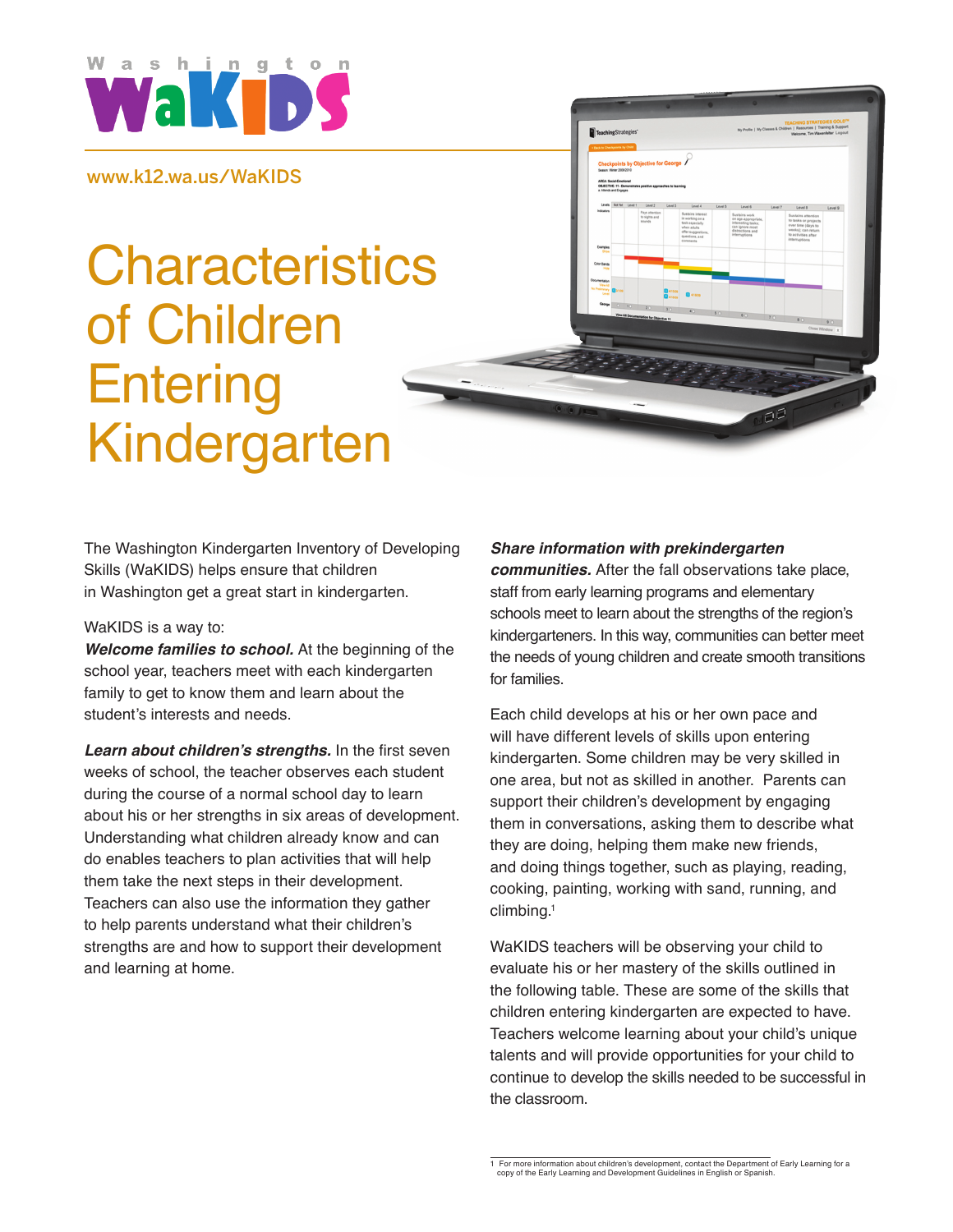Washington WaKIDS

www.k12.wa.us/WaKIDS

# Characteristics of Children Entering Kindergarten

The Washington Kindergarten Inventory of Developing Skills (WaKIDS) helps ensure that children in Washington get a great start in kindergarten.

WaKIDS is a way to:

***Welcome families to school.*** At the beginning of the school year, teachers meet with each kindergarten family to get to know them and learn about the student's interests and needs.

***Learn about children's strengths.*** In the first seven weeks of school, the teacher observes each student during the course of a normal school day to learn about his or her strengths in six areas of development. Understanding what children already know and can do enables teachers to plan activities that will help them take the next steps in their development. Teachers can also use the information they gather to help parents understand what their children's strengths are and how to support their development and learning at home.

***Share information with prekindergarten communities.*** After the fall observations take place, staff from early learning programs and elementary schools meet to learn about the strengths of the region's kindergarteners. In this way, communities can better meet the needs of young children and create smooth transitions for families.

Each child develops at his or her own pace and will have different levels of skills upon entering kindergarten. Some children may be very skilled in one area, but not as skilled in another. Parents can support their children's development by engaging them in conversations, asking them to describe what they are doing, helping them make new friends, and doing things together, such as playing, reading, cooking, painting, working with sand, running, and climbing.[1]

WaKIDS teachers will be observing your child to evaluate his or her mastery of the skills outlined in the following table. These are some of the skills that children entering kindergarten are expected to have. Teachers welcome learning about your child's unique talents and will provide opportunities for your child to continue to develop the skills needed to be successful in the classroom.

1 For more information about children's development, contact the Department of Early Learning for a copy of the Early Learning and Development Guidelines in English or Spanish.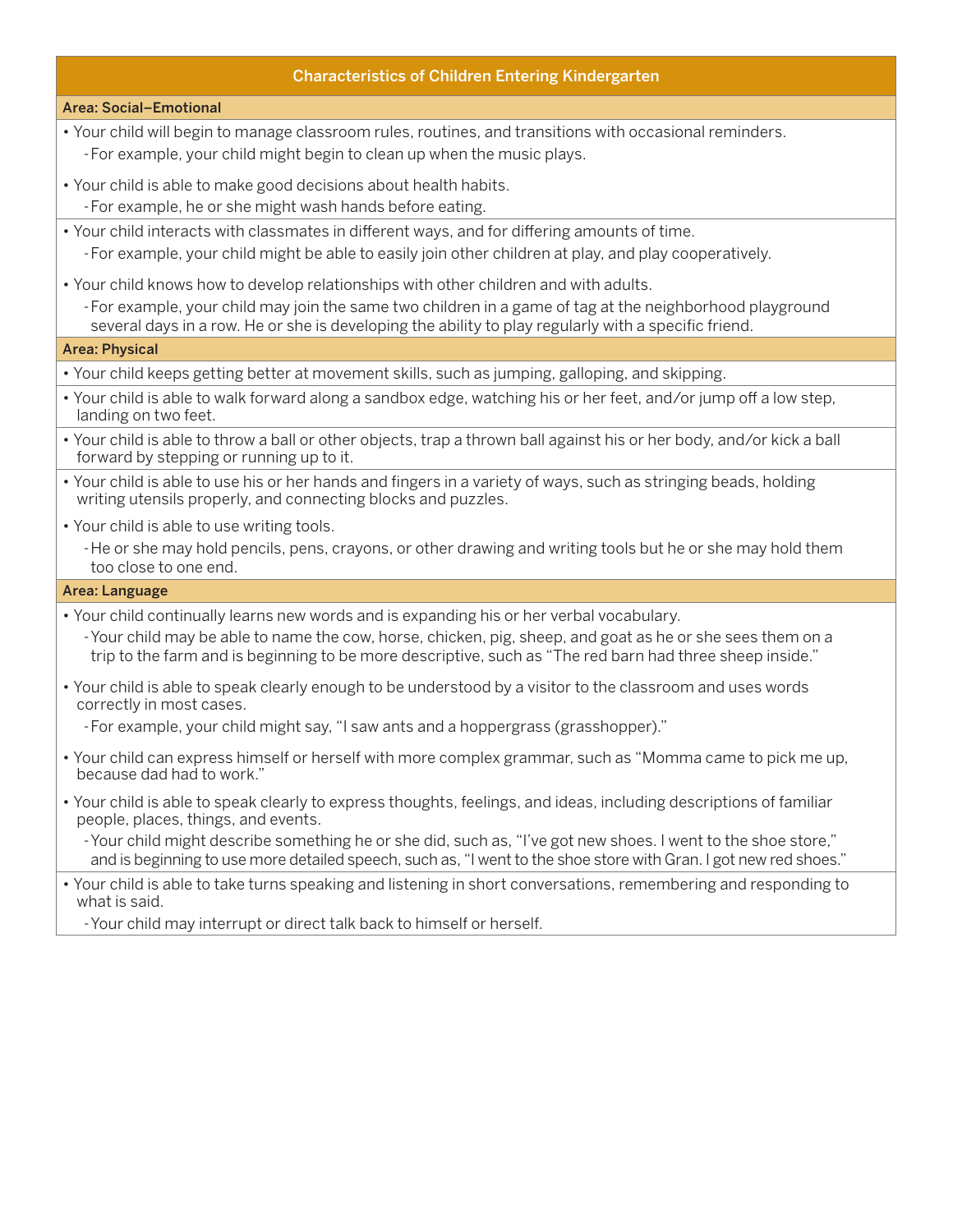## Characteristics of Children Entering Kindergarten

### Area: Social–Emotional

- Your child will begin to manage classroom rules, routines, and transitions with occasional reminders.
  - For example, your child might begin to clean up when the music plays.
- Your child is able to make good decisions about health habits.
  - For example, he or she might wash hands before eating.

- Your child interacts with classmates in different ways, and for differing amounts of time.
  - For example, your child might be able to easily join other children at play, and play cooperatively.
- Your child knows how to develop relationships with other children and with adults.
  - For example, your child may join the same two children in a game of tag at the neighborhood playground several days in a row. He or she is developing the ability to play regularly with a specific friend.

### Area: Physical

- Your child keeps getting better at movement skills, such as jumping, galloping, and skipping.

- Your child is able to walk forward along a sandbox edge, watching his or her feet, and/or jump off a low step, landing on two feet.

- Your child is able to throw a ball or other objects, trap a thrown ball against his or her body, and/or kick a ball forward by stepping or running up to it.

- Your child is able to use his or her hands and fingers in a variety of ways, such as stringing beads, holding writing utensils properly, and connecting blocks and puzzles.
- Your child is able to use writing tools.
  - He or she may hold pencils, pens, crayons, or other drawing and writing tools but he or she may hold them too close to one end.

### Area: Language

- Your child continually learns new words and is expanding his or her verbal vocabulary.
  - Your child may be able to name the cow, horse, chicken, pig, sheep, and goat as he or she sees them on a trip to the farm and is beginning to be more descriptive, such as "The red barn had three sheep inside."
- Your child is able to speak clearly enough to be understood by a visitor to the classroom and uses words correctly in most cases.
  - For example, your child might say, "I saw ants and a hoppergrass (grasshopper)."
- Your child can express himself or herself with more complex grammar, such as "Momma came to pick me up, because dad had to work."
- Your child is able to speak clearly to express thoughts, feelings, and ideas, including descriptions of familiar people, places, things, and events.
  - Your child might describe something he or she did, such as, "I've got new shoes. I went to the shoe store," and is beginning to use more detailed speech, such as, "I went to the shoe store with Gran. I got new red shoes."

- Your child is able to take turns speaking and listening in short conversations, remembering and responding to what is said.
  - Your child may interrupt or direct talk back to himself or herself.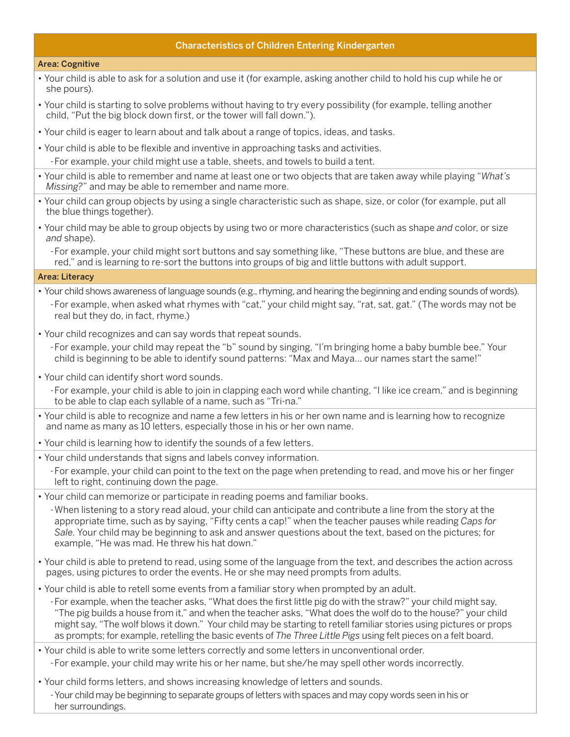## Characteristics of Children Entering Kindergarten

### Area: Cognitive

- Your child is able to ask for a solution and use it (for example, asking another child to hold his cup while he or she pours).
- Your child is starting to solve problems without having to try every possibility (for example, telling another child, "Put the big block down first, or the tower will fall down.").
- Your child is eager to learn about and talk about a range of topics, ideas, and tasks.
- Your child is able to be flexible and inventive in approaching tasks and activities.
  - For example, your child might use a table, sheets, and towels to build a tent.

- Your child is able to remember and name at least one or two objects that are taken away while playing "*What's Missing?*" and may be able to remember and name more.

- Your child can group objects by using a single characteristic such as shape, size, or color (for example, put all the blue things together).
- Your child may be able to group objects by using two or more characteristics (such as shape *and* color, or size *and* shape).
  - For example, your child might sort buttons and say something like, "These buttons are blue, and these are red," and is learning to re-sort the buttons into groups of big and little buttons with adult support.

### Area: Literacy

- Your child shows awareness of language sounds (e.g., rhyming, and hearing the beginning and ending sounds of words).
  - For example, when asked what rhymes with "cat," your child might say, "rat, sat, gat." (The words may not be real but they do, in fact, rhyme.)
- Your child recognizes and can say words that repeat sounds.
  - For example, your child may repeat the "b" sound by singing, "I'm bringing home a baby bumble bee." Your child is beginning to be able to identify sound patterns: "Max and Maya… our names start the same!"
- Your child can identify short word sounds.
  - For example, your child is able to join in clapping each word while chanting, "I like ice cream," and is beginning to be able to clap each syllable of a name, such as "Tri-na."

- Your child is able to recognize and name a few letters in his or her own name and is learning how to recognize and name as many as 10 letters, especially those in his or her own name.
- Your child is learning how to identify the sounds of a few letters.

- Your child understands that signs and labels convey information.
  - For example, your child can point to the text on the page when pretending to read, and move his or her finger left to right, continuing down the page.

- Your child can memorize or participate in reading poems and familiar books.
  - When listening to a story read aloud, your child can anticipate and contribute a line from the story at the appropriate time, such as by saying, "Fifty cents a cap!" when the teacher pauses while reading *Caps for Sale*. Your child may be beginning to ask and answer questions about the text, based on the pictures; for example, "He was mad. He threw his hat down."
- Your child is able to pretend to read, using some of the language from the text, and describes the action across pages, using pictures to order the events. He or she may need prompts from adults.
- Your child is able to retell some events from a familiar story when prompted by an adult.
  - For example, when the teacher asks, "What does the first little pig do with the straw?" your child might say, "The pig builds a house from it," and when the teacher asks, "What does the wolf do to the house?" your child might say, "The wolf blows it down." Your child may be starting to retell familiar stories using pictures or props as prompts; for example, retelling the basic events of *The Three Little Pigs* using felt pieces on a felt board.

- Your child is able to write some letters correctly and some letters in unconventional order.
  - For example, your child may write his or her name, but she/he may spell other words incorrectly.
- Your child forms letters, and shows increasing knowledge of letters and sounds.
  - Your child may be beginning to separate groups of letters with spaces and may copy words seen in his or her surroundings.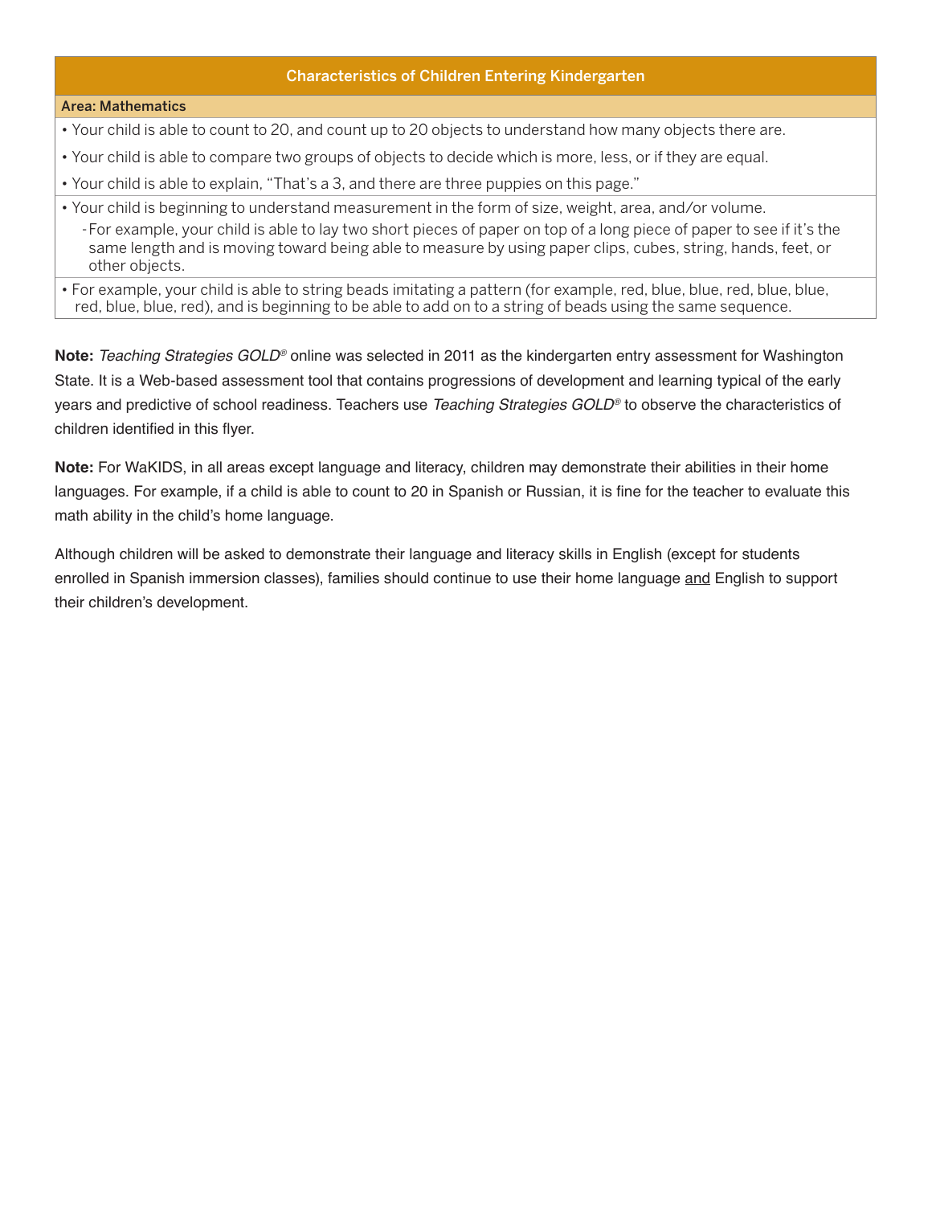| Characteristics of Children Entering Kindergarten |
| --- |
| **Area: Mathematics** |
| • Your child is able to count to 20, and count up to 20 objects to understand how many objects there are.<br>• Your child is able to compare two groups of objects to decide which is more, less, or if they are equal.<br>• Your child is able to explain, "That's a 3, and there are three puppies on this page." |
| • Your child is beginning to understand measurement in the form of size, weight, area, and/or volume.<br>- For example, your child is able to lay two short pieces of paper on top of a long piece of paper to see if it's the same length and is moving toward being able to measure by using paper clips, cubes, string, hands, feet, or other objects. |
| • For example, your child is able to string beads imitating a pattern (for example, red, blue, blue, red, blue, blue, red, blue, blue, red), and is beginning to be able to add on to a string of beads using the same sequence. |

**Note:** *Teaching Strategies GOLD®* online was selected in 2011 as the kindergarten entry assessment for Washington State. It is a Web-based assessment tool that contains progressions of development and learning typical of the early years and predictive of school readiness. Teachers use *Teaching Strategies GOLD®* to observe the characteristics of children identified in this flyer.

**Note:** For WaKIDS, in all areas except language and literacy, children may demonstrate their abilities in their home languages. For example, if a child is able to count to 20 in Spanish or Russian, it is fine for the teacher to evaluate this math ability in the child's home language.

Although children will be asked to demonstrate their language and literacy skills in English (except for students enrolled in Spanish immersion classes), families should continue to use their home language <u>and</u> English to support their children's development.